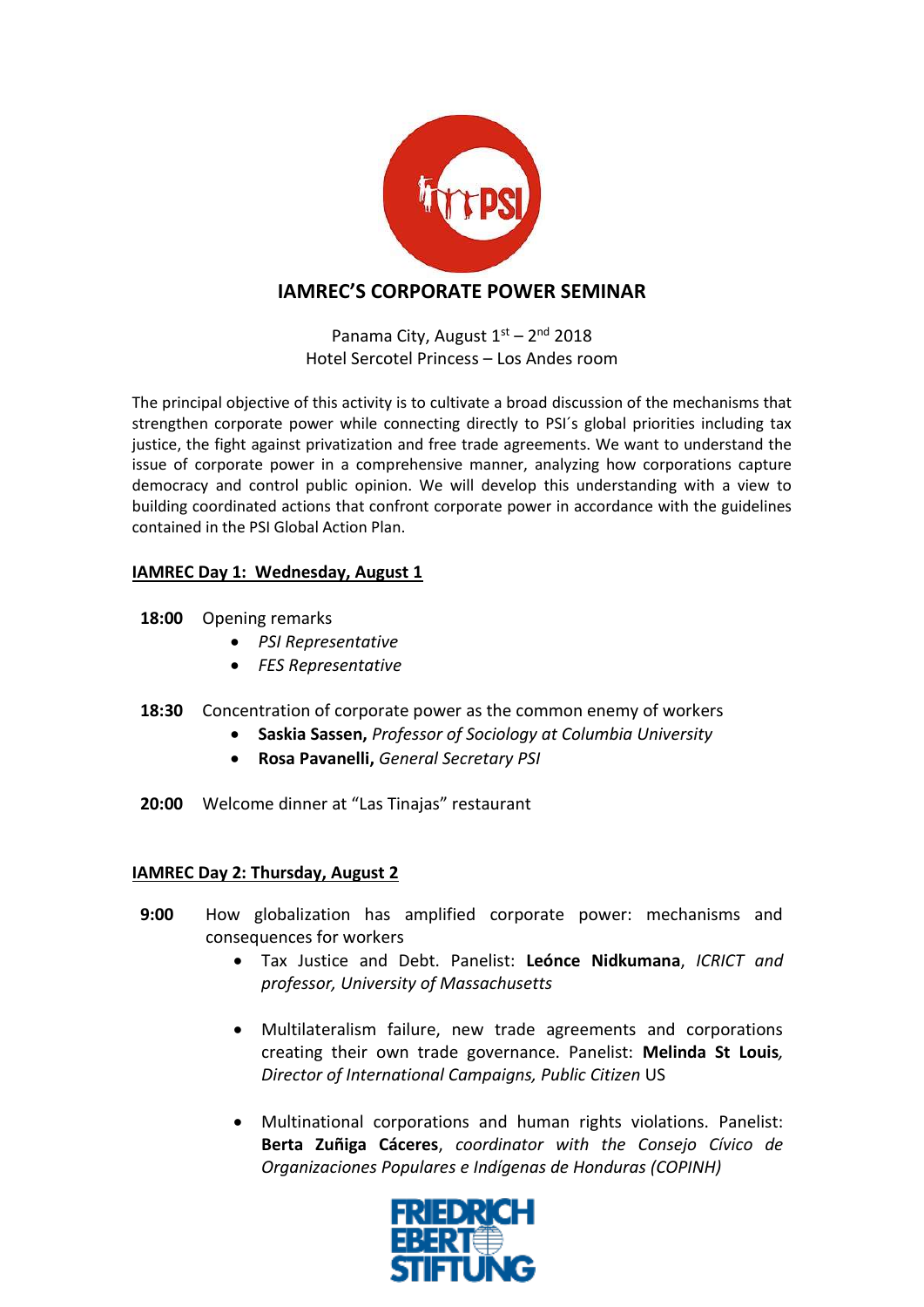# IAMREC'S CORPORATE POWER SEMINAR

Panama City, August 1st – 2nd 2018
Hotel Sercotel Princess – Los Andes room

The principal objective of this activity is to cultivate a broad discussion of the mechanisms that strengthen corporate power while connecting directly to PSI´s global priorities including tax justice, the fight against privatization and free trade agreements. We want to understand the issue of corporate power in a comprehensive manner, analyzing how corporations capture democracy and control public opinion. We will develop this understanding with a view to building coordinated actions that confront corporate power in accordance with the guidelines contained in the PSI Global Action Plan.

## IAMREC Day 1: Wednesday, August 1

**18:00** Opening remarks

- *PSI Representative*
- *FES Representative*

**18:30** Concentration of corporate power as the common enemy of workers

- **Saskia Sassen,** *Professor of Sociology at Columbia University*
- **Rosa Pavanelli,** *General Secretary PSI*

**20:00** Welcome dinner at "Las Tinajas" restaurant

## IAMREC Day 2: Thursday, August 2

**9:00** How globalization has amplified corporate power: mechanisms and consequences for workers

- Tax Justice and Debt. Panelist: **Leónce Nidkumana**, *ICRICT and professor, University of Massachusetts*
- Multilateralism failure, new trade agreements and corporations creating their own trade governance. Panelist: **Melinda St Louis***, Director of International Campaigns, Public Citizen* US
- Multinational corporations and human rights violations. Panelist: **Berta Zuñiga Cáceres**, *coordinator with the Consejo Cívico de Organizaciones Populares e Indígenas de Honduras (COPINH)*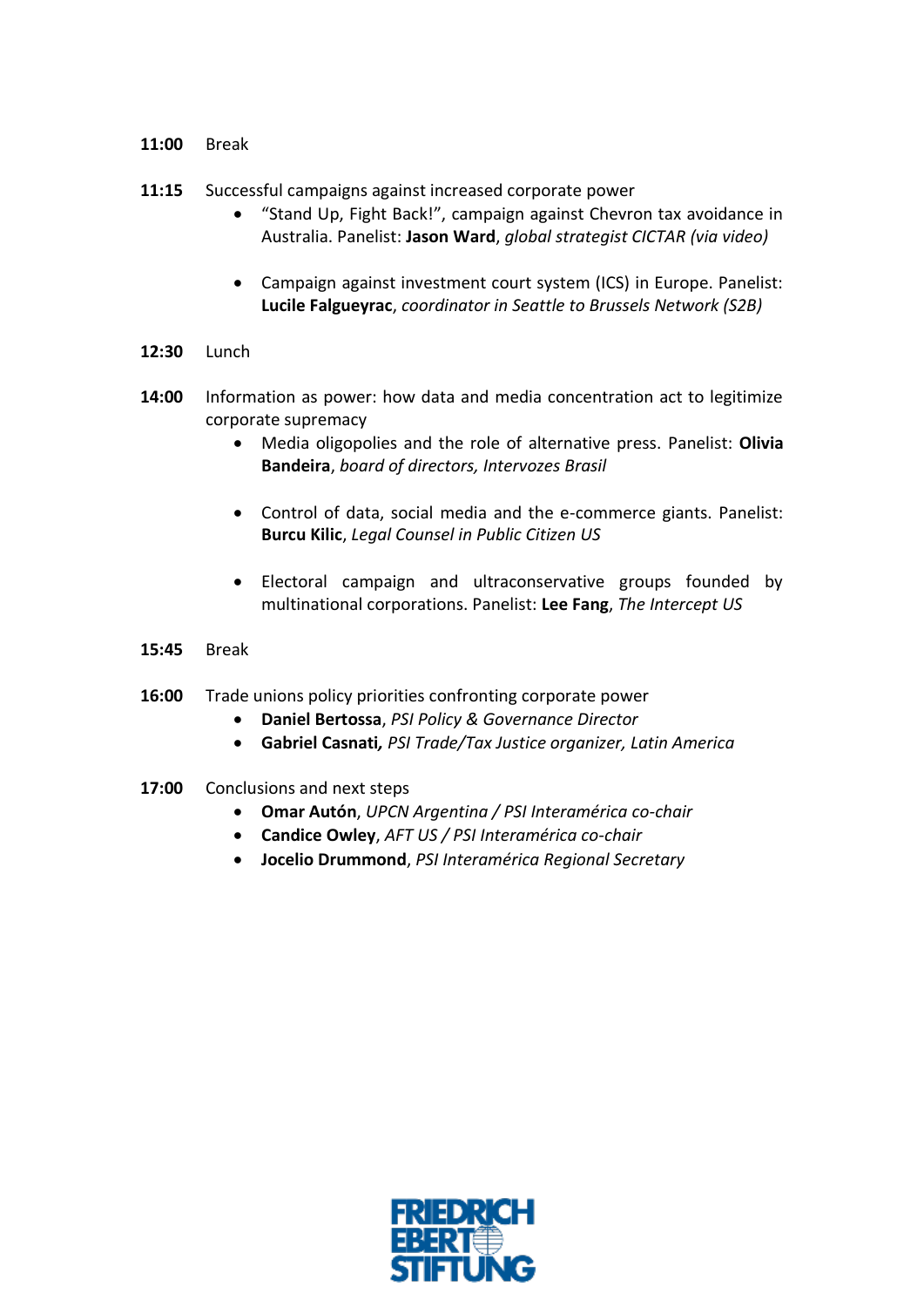**11:00** Break

**11:15** Successful campaigns against increased corporate power

- "Stand Up, Fight Back!", campaign against Chevron tax avoidance in Australia. Panelist: **Jason Ward**, *global strategist CICTAR (via video)*

- Campaign against investment court system (ICS) in Europe. Panelist: **Lucile Falgueyrac**, *coordinator in Seattle to Brussels Network (S2B)*

**12:30** Lunch

**14:00** Information as power: how data and media concentration act to legitimize corporate supremacy

- Media oligopolies and the role of alternative press. Panelist: **Olivia Bandeira**, *board of directors, Intervozes Brasil*

- Control of data, social media and the e-commerce giants. Panelist: **Burcu Kilic**, *Legal Counsel in Public Citizen US*

- Electoral campaign and ultraconservative groups founded by multinational corporations. Panelist: **Lee Fang**, *The Intercept US*

**15:45** Break

**16:00** Trade unions policy priorities confronting corporate power

- **Daniel Bertossa**, *PSI Policy & Governance Director*
- **Gabriel Casnati,** *PSI Trade/Tax Justice organizer, Latin America*

**17:00** Conclusions and next steps

- **Omar Autón**, *UPCN Argentina / PSI Interamérica co-chair*
- **Candice Owley**, *AFT US / PSI Interamérica co-chair*
- **Jocelio Drummond**, *PSI Interamérica Regional Secretary*

FRIEDRICH EBERT STIFTUNG